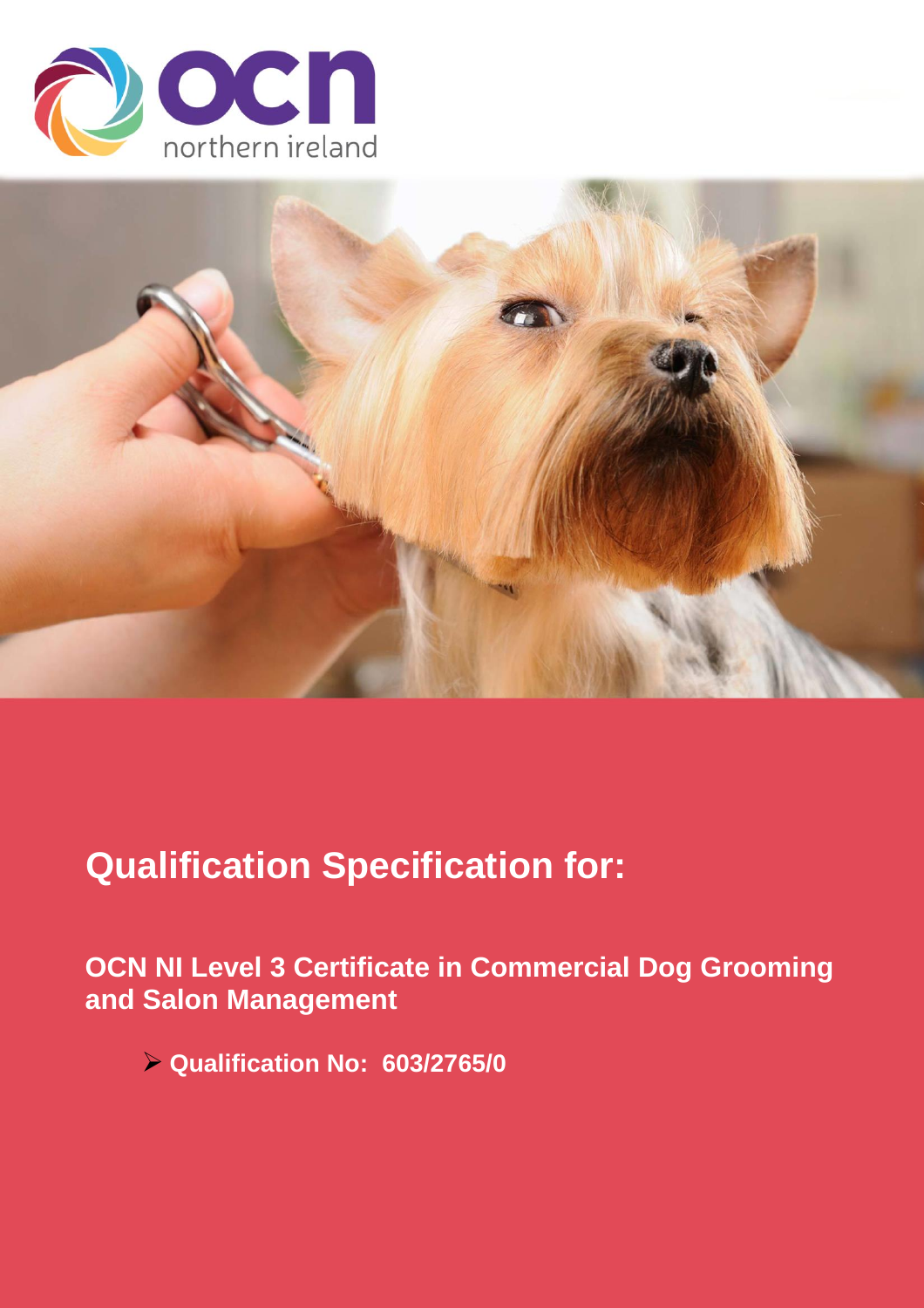# Qualification Specification for:

## OCN NI Level 3 Certificate in Commercial Dog Grooming and Salon Management

- **Qualification No: 603/2765/0**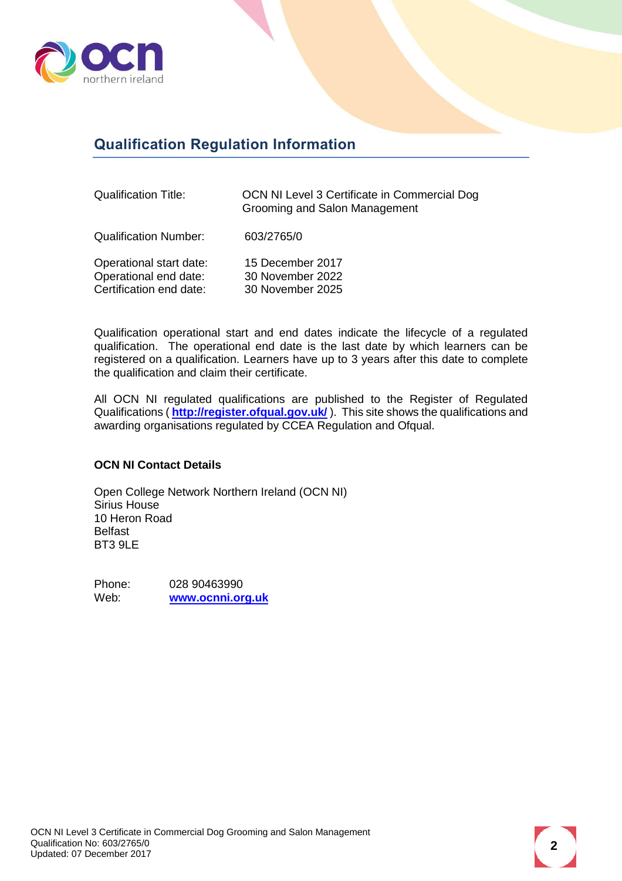## Qualification Regulation Information

| | |
|---|---|
| Qualification Title: | OCN NI Level 3 Certificate in Commercial Dog Grooming and Salon Management |
| Qualification Number: | 603/2765/0 |
| Operational start date: | 15 December 2017 |
| Operational end date: | 30 November 2022 |
| Certification end date: | 30 November 2025 |

Qualification operational start and end dates indicate the lifecycle of a regulated qualification. The operational end date is the last date by which learners can be registered on a qualification. Learners have up to 3 years after this date to complete the qualification and claim their certificate.

All OCN NI regulated qualifications are published to the Register of Regulated Qualifications ( **http://register.ofqual.gov.uk/** ). This site shows the qualifications and awarding organisations regulated by CCEA Regulation and Ofqual.

**OCN NI Contact Details**

Open College Network Northern Ireland (OCN NI)
Sirius House
10 Heron Road
Belfast
BT3 9LE

Phone: 028 90463990
Web: **www.ocnni.org.uk**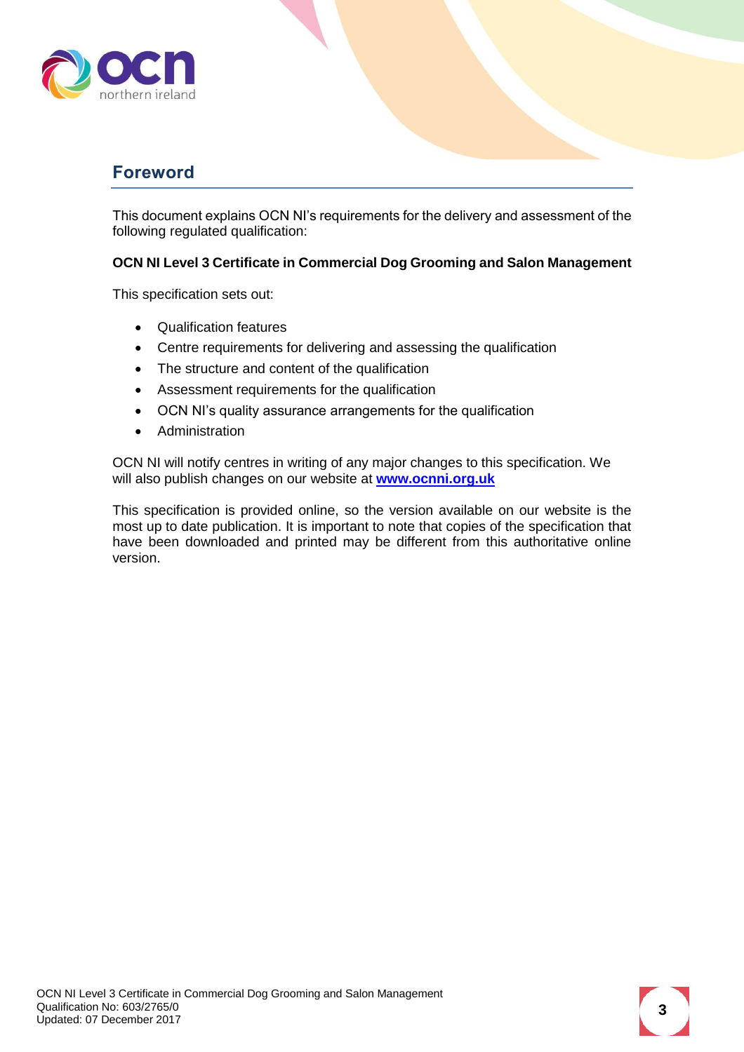## Foreword

This document explains OCN NI's requirements for the delivery and assessment of the following regulated qualification:

**OCN NI Level 3 Certificate in Commercial Dog Grooming and Salon Management**

This specification sets out:

- Qualification features
- Centre requirements for delivering and assessing the qualification
- The structure and content of the qualification
- Assessment requirements for the qualification
- OCN NI's quality assurance arrangements for the qualification
- Administration

OCN NI will notify centres in writing of any major changes to this specification. We will also publish changes on our website at **www.ocnni.org.uk**

This specification is provided online, so the version available on our website is the most up to date publication. It is important to note that copies of the specification that have been downloaded and printed may be different from this authoritative online version.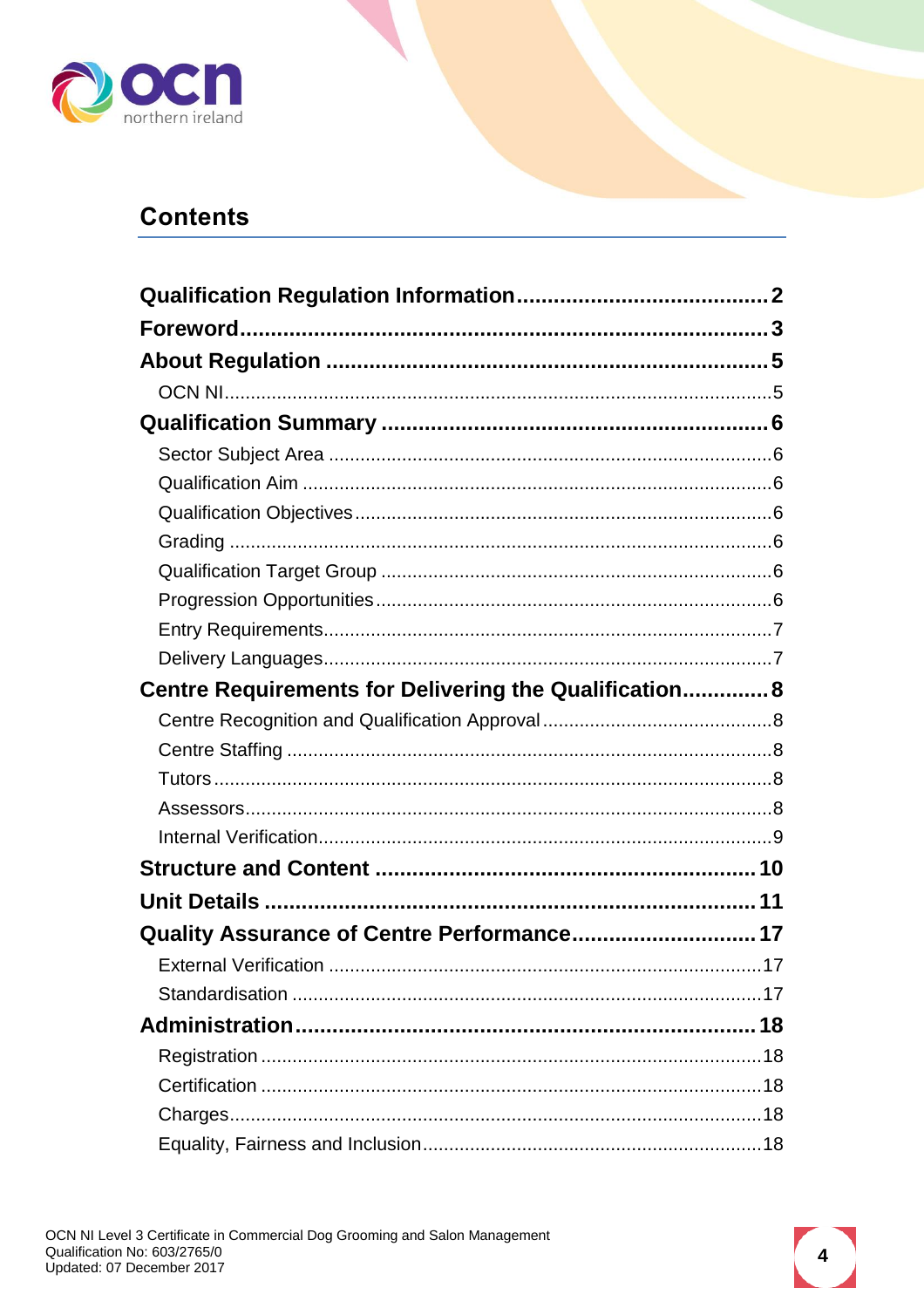# Contents

**Qualification Regulation Information** .......... **2**
**Foreword** .......... **3**
**About Regulation** .......... **5**
- OCN NI .......... 5

**Qualification Summary** .......... **6**
- Sector Subject Area .......... 6
- Qualification Aim .......... 6
- Qualification Objectives .......... 6
- Grading .......... 6
- Qualification Target Group .......... 6
- Progression Opportunities .......... 6
- Entry Requirements .......... 7
- Delivery Languages .......... 7

**Centre Requirements for Delivering the Qualification** .......... **8**
- Centre Recognition and Qualification Approval .......... 8
- Centre Staffing .......... 8
- Tutors .......... 8
- Assessors .......... 8
- Internal Verification .......... 9

**Structure and Content** .......... **10**
**Unit Details** .......... **11**
**Quality Assurance of Centre Performance** .......... **17**
- External Verification .......... 17
- Standardisation .......... 17

**Administration** .......... **18**
- Registration .......... 18
- Certification .......... 18
- Charges .......... 18
- Equality, Fairness and Inclusion .......... 18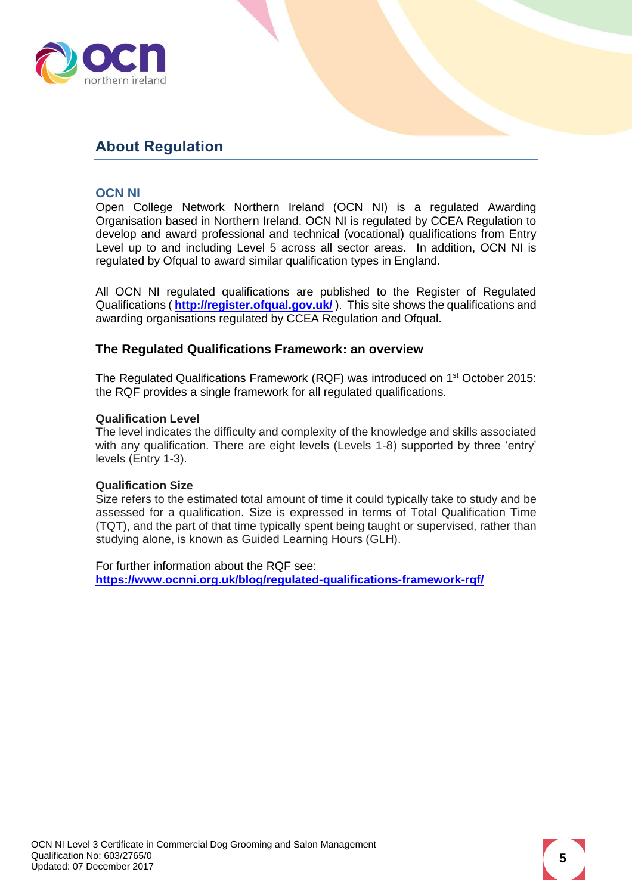## About Regulation

### OCN NI

Open College Network Northern Ireland (OCN NI) is a regulated Awarding Organisation based in Northern Ireland. OCN NI is regulated by CCEA Regulation to develop and award professional and technical (vocational) qualifications from Entry Level up to and including Level 5 across all sector areas. In addition, OCN NI is regulated by Ofqual to award similar qualification types in England.

All OCN NI regulated qualifications are published to the Register of Regulated Qualifications ( **http://register.ofqual.gov.uk/** ). This site shows the qualifications and awarding organisations regulated by CCEA Regulation and Ofqual.

### The Regulated Qualifications Framework: an overview

The Regulated Qualifications Framework (RQF) was introduced on 1st October 2015: the RQF provides a single framework for all regulated qualifications.

**Qualification Level**
The level indicates the difficulty and complexity of the knowledge and skills associated with any qualification. There are eight levels (Levels 1-8) supported by three 'entry' levels (Entry 1-3).

**Qualification Size**
Size refers to the estimated total amount of time it could typically take to study and be assessed for a qualification. Size is expressed in terms of Total Qualification Time (TQT), and the part of that time typically spent being taught or supervised, rather than studying alone, is known as Guided Learning Hours (GLH).

For further information about the RQF see:
**https://www.ocnni.org.uk/blog/regulated-qualifications-framework-rqf/**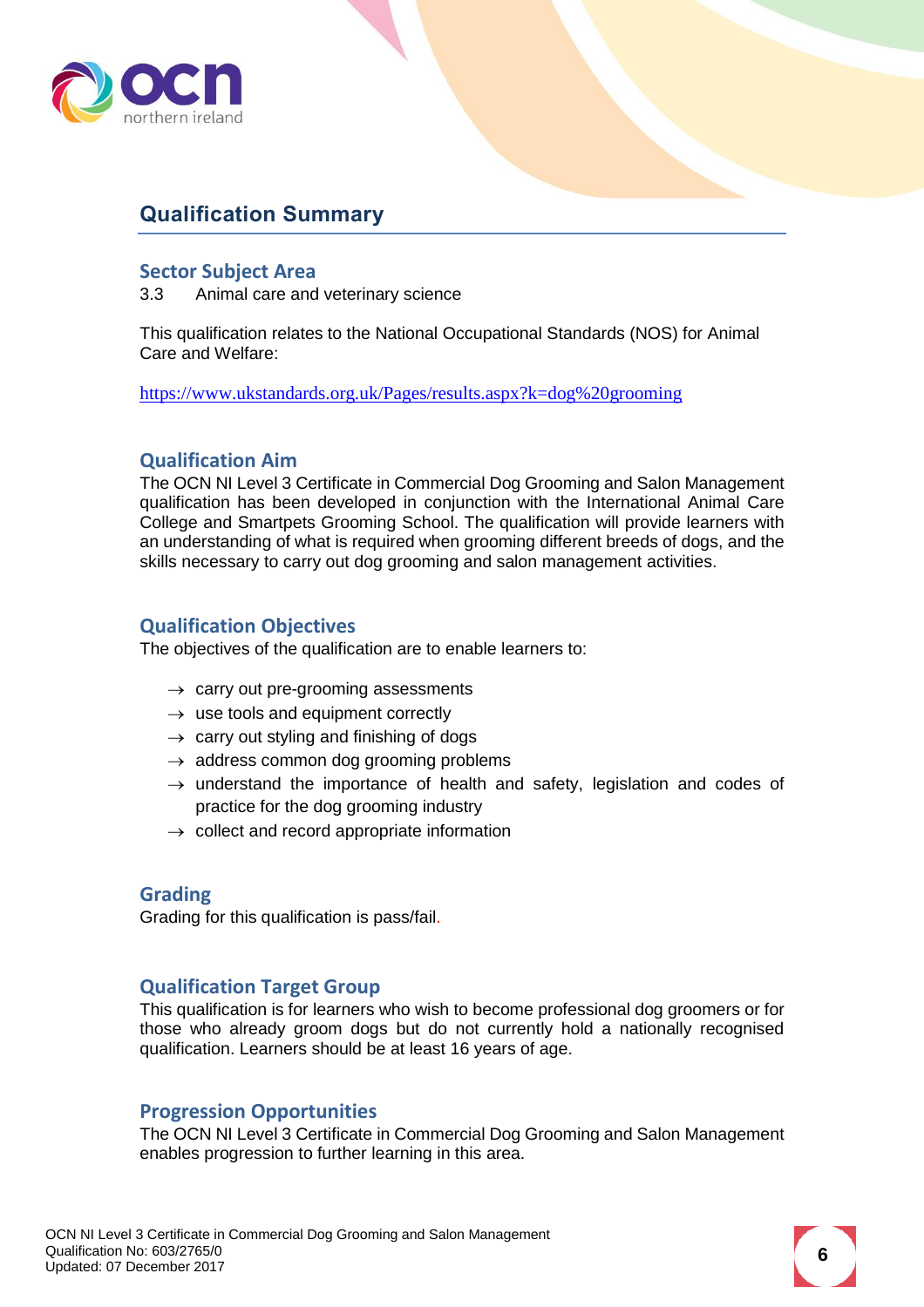## Qualification Summary

### Sector Subject Area

3.3 Animal care and veterinary science

This qualification relates to the National Occupational Standards (NOS) for Animal Care and Welfare:

https://www.ukstandards.org.uk/Pages/results.aspx?k=dog%20grooming

### Qualification Aim

The OCN NI Level 3 Certificate in Commercial Dog Grooming and Salon Management qualification has been developed in conjunction with the International Animal Care College and Smartpets Grooming School. The qualification will provide learners with an understanding of what is required when grooming different breeds of dogs, and the skills necessary to carry out dog grooming and salon management activities.

### Qualification Objectives

The objectives of the qualification are to enable learners to:

- carry out pre-grooming assessments
- use tools and equipment correctly
- carry out styling and finishing of dogs
- address common dog grooming problems
- understand the importance of health and safety, legislation and codes of practice for the dog grooming industry
- collect and record appropriate information

### Grading

Grading for this qualification is pass/fail.

### Qualification Target Group

This qualification is for learners who wish to become professional dog groomers or for those who already groom dogs but do not currently hold a nationally recognised qualification. Learners should be at least 16 years of age.

### Progression Opportunities

The OCN NI Level 3 Certificate in Commercial Dog Grooming and Salon Management enables progression to further learning in this area.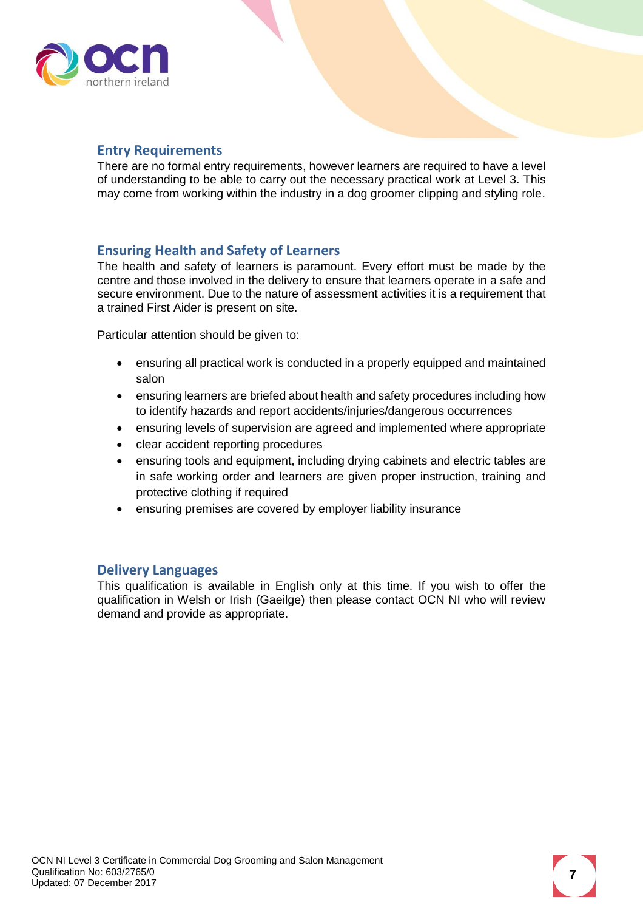## Entry Requirements

There are no formal entry requirements, however learners are required to have a level of understanding to be able to carry out the necessary practical work at Level 3. This may come from working within the industry in a dog groomer clipping and styling role.

## Ensuring Health and Safety of Learners

The health and safety of learners is paramount. Every effort must be made by the centre and those involved in the delivery to ensure that learners operate in a safe and secure environment. Due to the nature of assessment activities it is a requirement that a trained First Aider is present on site.

Particular attention should be given to:

- ensuring all practical work is conducted in a properly equipped and maintained salon
- ensuring learners are briefed about health and safety procedures including how to identify hazards and report accidents/injuries/dangerous occurrences
- ensuring levels of supervision are agreed and implemented where appropriate
- clear accident reporting procedures
- ensuring tools and equipment, including drying cabinets and electric tables are in safe working order and learners are given proper instruction, training and protective clothing if required
- ensuring premises are covered by employer liability insurance

## Delivery Languages

This qualification is available in English only at this time. If you wish to offer the qualification in Welsh or Irish (Gaeilge) then please contact OCN NI who will review demand and provide as appropriate.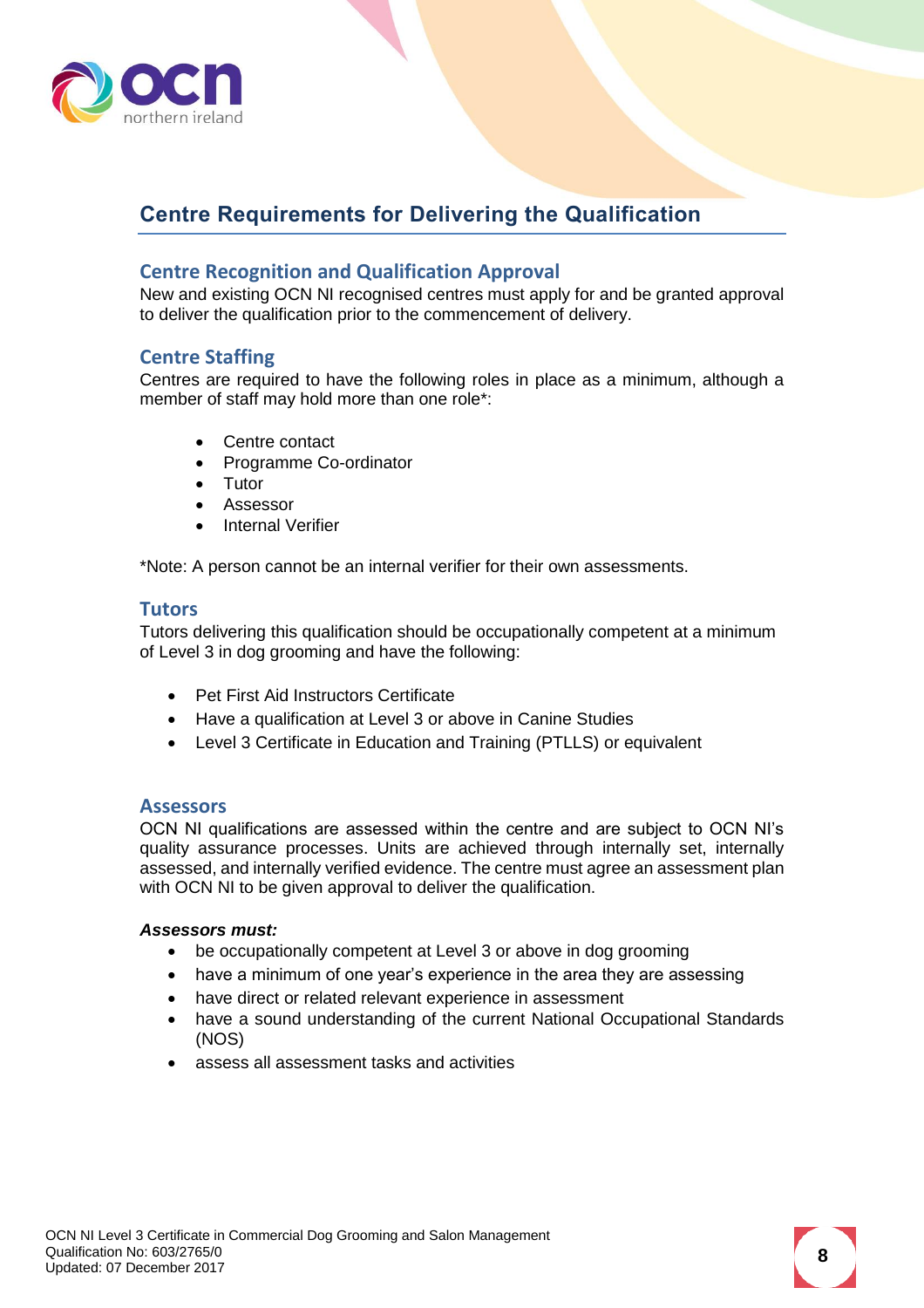## Centre Requirements for Delivering the Qualification

### Centre Recognition and Qualification Approval

New and existing OCN NI recognised centres must apply for and be granted approval to deliver the qualification prior to the commencement of delivery.

### Centre Staffing

Centres are required to have the following roles in place as a minimum, although a member of staff may hold more than one role*:

- Centre contact
- Programme Co-ordinator
- Tutor
- Assessor
- Internal Verifier

*Note: A person cannot be an internal verifier for their own assessments.

### Tutors

Tutors delivering this qualification should be occupationally competent at a minimum of Level 3 in dog grooming and have the following:

- Pet First Aid Instructors Certificate
- Have a qualification at Level 3 or above in Canine Studies
- Level 3 Certificate in Education and Training (PTLLS) or equivalent

### Assessors

OCN NI qualifications are assessed within the centre and are subject to OCN NI's quality assurance processes. Units are achieved through internally set, internally assessed, and internally verified evidence. The centre must agree an assessment plan with OCN NI to be given approval to deliver the qualification.

***Assessors must:***

- be occupationally competent at Level 3 or above in dog grooming
- have a minimum of one year's experience in the area they are assessing
- have direct or related relevant experience in assessment
- have a sound understanding of the current National Occupational Standards (NOS)
- assess all assessment tasks and activities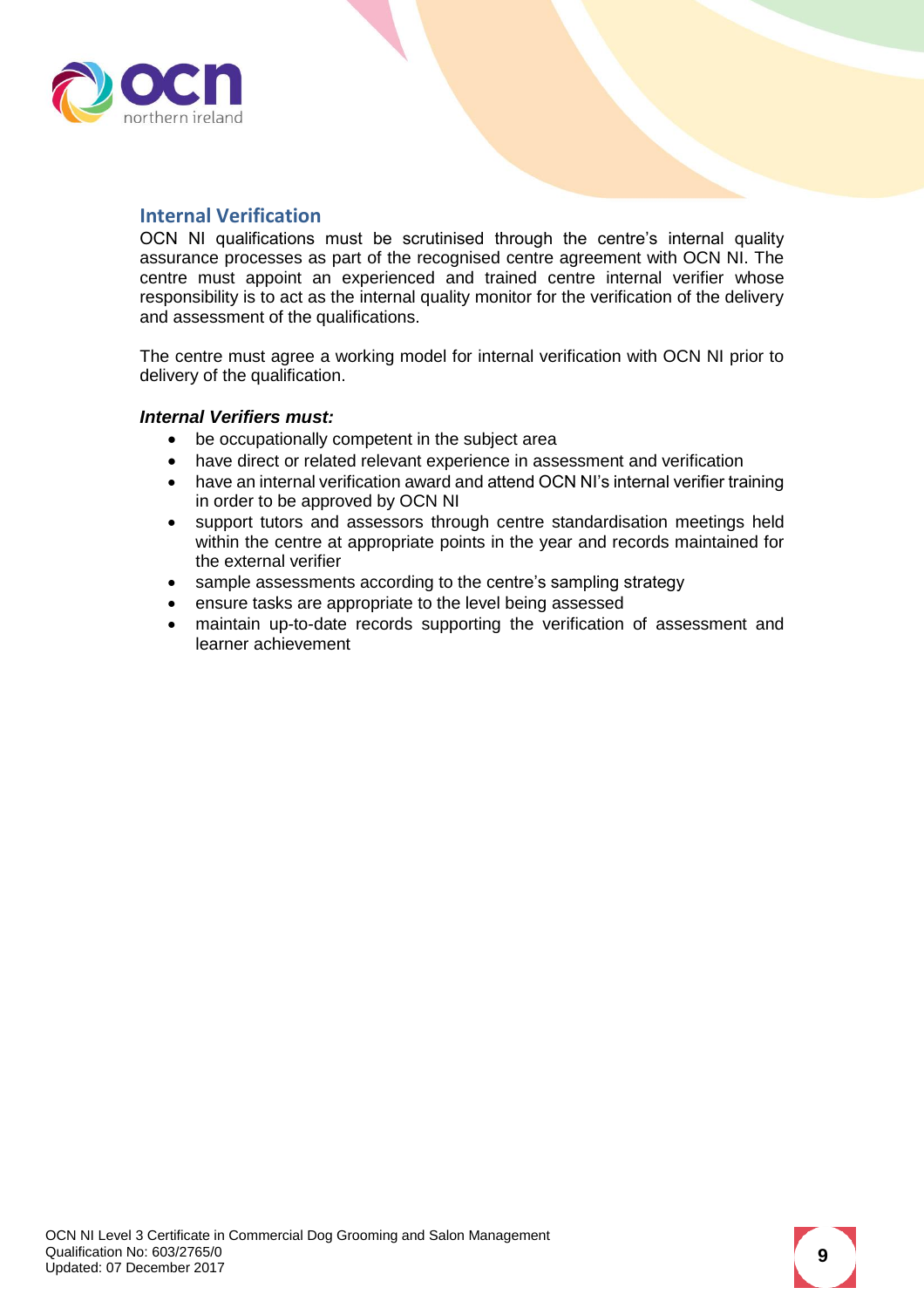## Internal Verification

OCN NI qualifications must be scrutinised through the centre's internal quality assurance processes as part of the recognised centre agreement with OCN NI. The centre must appoint an experienced and trained centre internal verifier whose responsibility is to act as the internal quality monitor for the verification of the delivery and assessment of the qualifications.

The centre must agree a working model for internal verification with OCN NI prior to delivery of the qualification.

***Internal Verifiers must:***

- be occupationally competent in the subject area
- have direct or related relevant experience in assessment and verification
- have an internal verification award and attend OCN NI's internal verifier training in order to be approved by OCN NI
- support tutors and assessors through centre standardisation meetings held within the centre at appropriate points in the year and records maintained for the external verifier
- sample assessments according to the centre's sampling strategy
- ensure tasks are appropriate to the level being assessed
- maintain up-to-date records supporting the verification of assessment and learner achievement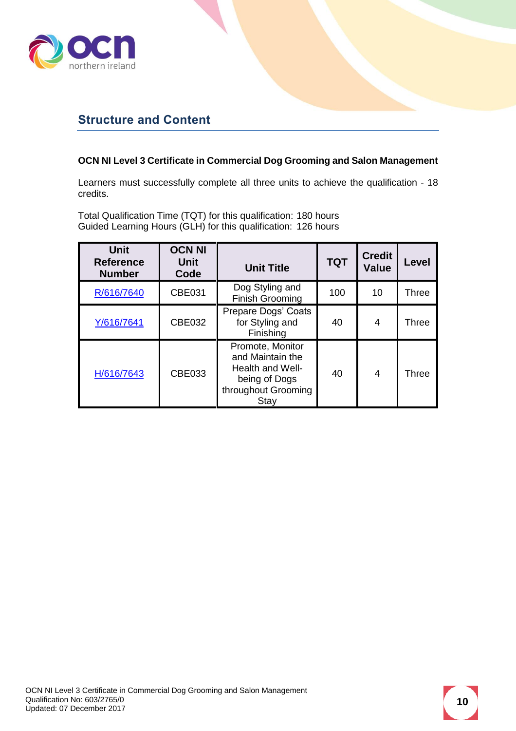## Structure and Content

**OCN NI Level 3 Certificate in Commercial Dog Grooming and Salon Management**

Learners must successfully complete all three units to achieve the qualification - 18 credits.

Total Qualification Time (TQT) for this qualification: 180 hours
Guided Learning Hours (GLH) for this qualification: 126 hours

| Unit Reference Number | OCN NI Unit Code | Unit Title | TQT | Credit Value | Level |
|---|---|---|---|---|---|
| R/616/7640 | CBE031 | Dog Styling and Finish Grooming | 100 | 10 | Three |
| Y/616/7641 | CBE032 | Prepare Dogs' Coats for Styling and Finishing | 40 | 4 | Three |
| H/616/7643 | CBE033 | Promote, Monitor and Maintain the Health and Well-being of Dogs throughout Grooming Stay | 40 | 4 | Three |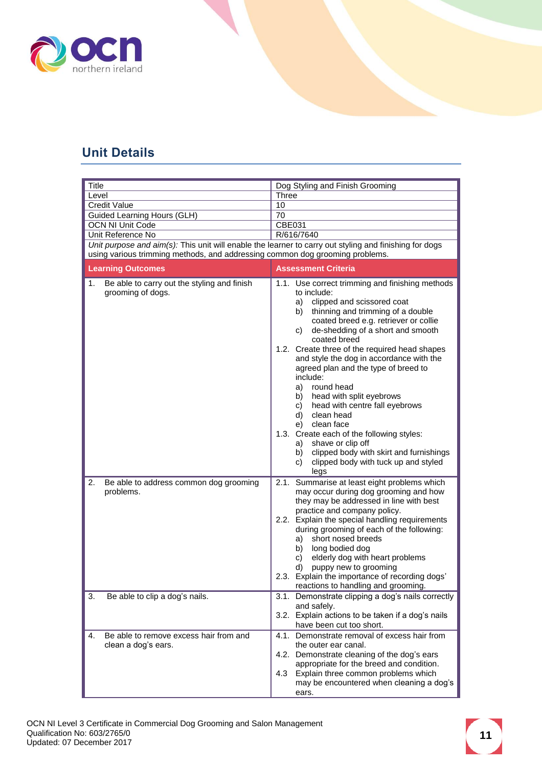## Unit Details

| Title | Dog Styling and Finish Grooming |
|---|---|
| Level | Three |
| Credit Value | 10 |
| Guided Learning Hours (GLH) | 70 |
| OCN NI Unit Code | CBE031 |
| Unit Reference No | R/616/7640 |
| *Unit purpose and aim(s):* This unit will enable the learner to carry out styling and finishing for dogs using various trimming methods, and addressing common dog grooming problems. | |
| **Learning Outcomes** | **Assessment Criteria** |
| 1. Be able to carry out the styling and finish grooming of dogs. | 1.1. Use correct trimming and finishing methods to include:<br>a) clipped and scissored coat<br>b) thinning and trimming of a double coated breed e.g. retriever or collie<br>c) de-shedding of a short and smooth coated breed<br>1.2. Create three of the required head shapes and style the dog in accordance with the agreed plan and the type of breed to include:<br>a) round head<br>b) head with split eyebrows<br>c) head with centre fall eyebrows<br>d) clean head<br>e) clean face<br>1.3. Create each of the following styles:<br>a) shave or clip off<br>b) clipped body with skirt and furnishings<br>c) clipped body with tuck up and styled legs |
| 2. Be able to address common dog grooming problems. | 2.1. Summarise at least eight problems which may occur during dog grooming and how they may be addressed in line with best practice and company policy.<br>2.2. Explain the special handling requirements during grooming of each of the following:<br>a) short nosed breeds<br>b) long bodied dog<br>c) elderly dog with heart problems<br>d) puppy new to grooming<br>2.3. Explain the importance of recording dogs' reactions to handling and grooming. |
| 3. Be able to clip a dog's nails. | 3.1. Demonstrate clipping a dog's nails correctly and safely.<br>3.2. Explain actions to be taken if a dog's nails have been cut too short. |
| 4. Be able to remove excess hair from and clean a dog's ears. | 4.1. Demonstrate removal of excess hair from the outer ear canal.<br>4.2. Demonstrate cleaning of the dog's ears appropriate for the breed and condition.<br>4.3 Explain three common problems which may be encountered when cleaning a dog's ears. |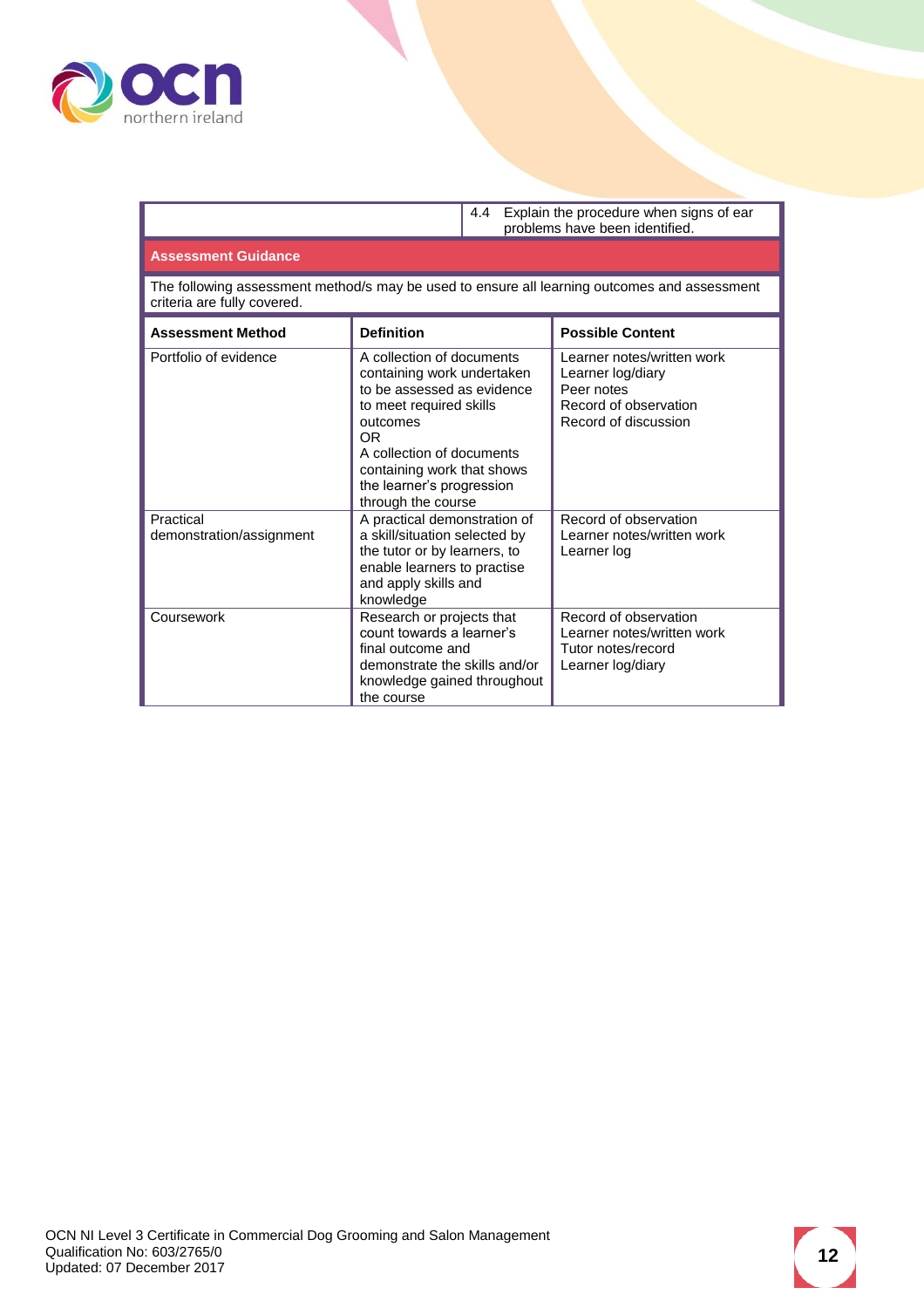| | 4.4 Explain the procedure when signs of ear problems have been identified. |
|---|---|

## Assessment Guidance

The following assessment method/s may be used to ensure all learning outcomes and assessment criteria are fully covered.

| Assessment Method | Definition | Possible Content |
|---|---|---|
| Portfolio of evidence | A collection of documents containing work undertaken to be assessed as evidence to meet required skills outcomes<br>OR<br>A collection of documents containing work that shows the learner's progression through the course | Learner notes/written work<br>Learner log/diary<br>Peer notes<br>Record of observation<br>Record of discussion |
| Practical demonstration/assignment | A practical demonstration of a skill/situation selected by the tutor or by learners, to enable learners to practise and apply skills and knowledge | Record of observation<br>Learner notes/written work<br>Learner log |
| Coursework | Research or projects that count towards a learner's final outcome and demonstrate the skills and/or knowledge gained throughout the course | Record of observation<br>Learner notes/written work<br>Tutor notes/record<br>Learner log/diary |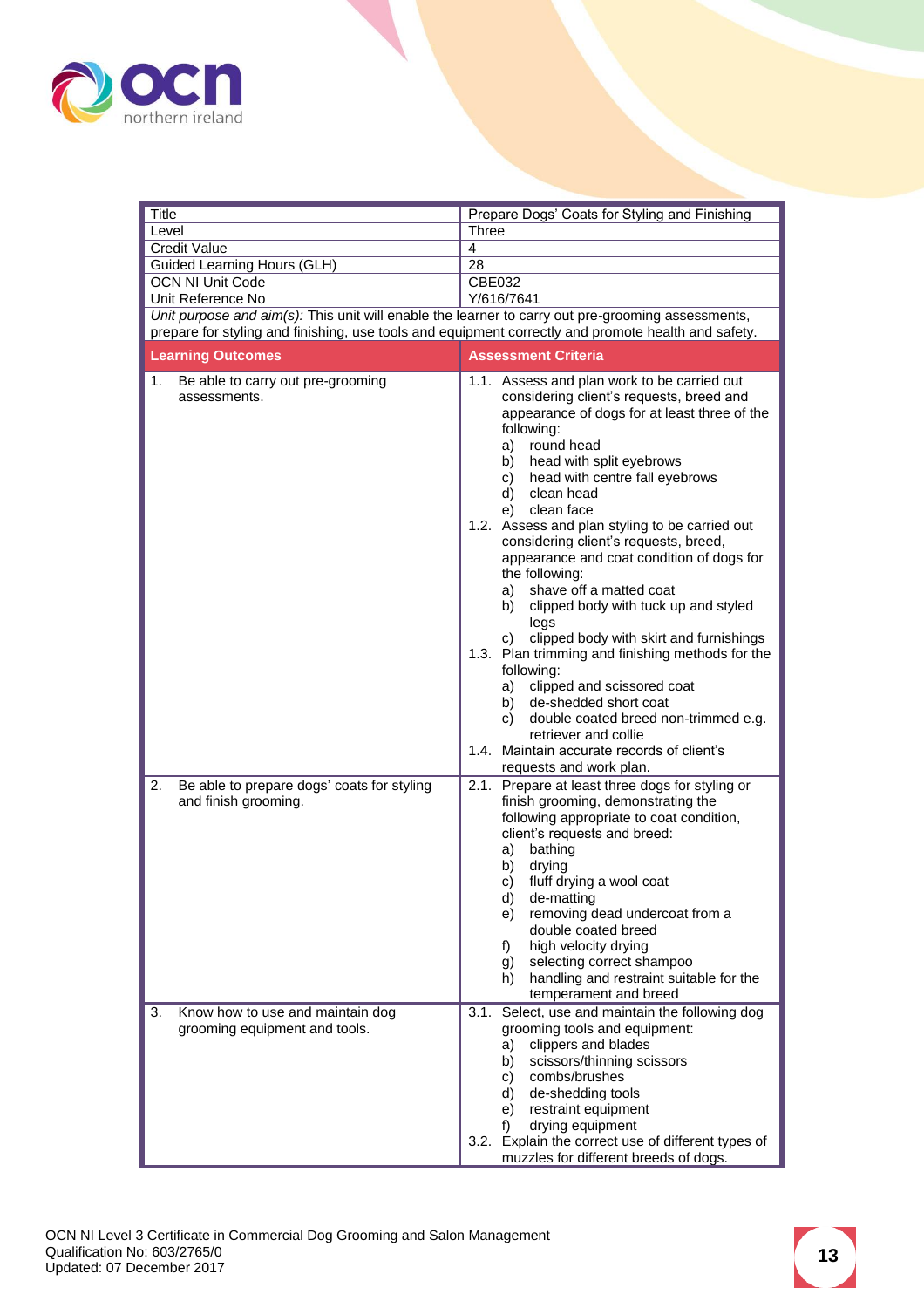| Title | Prepare Dogs' Coats for Styling and Finishing |
|---|---|
| Level | Three |
| Credit Value | 4 |
| Guided Learning Hours (GLH) | 28 |
| OCN NI Unit Code | CBE032 |
| Unit Reference No | Y/616/7641 |

*Unit purpose and aim(s):* This unit will enable the learner to carry out pre-grooming assessments, prepare for styling and finishing, use tools and equipment correctly and promote health and safety.

| Learning Outcomes | Assessment Criteria |
|---|---|
| 1. Be able to carry out pre-grooming assessments. | 1.1. Assess and plan work to be carried out considering client's requests, breed and appearance of dogs for at least three of the following:<br>a) round head<br>b) head with split eyebrows<br>c) head with centre fall eyebrows<br>d) clean head<br>e) clean face<br>1.2. Assess and plan styling to be carried out considering client's requests, breed, appearance and coat condition of dogs for the following:<br>a) shave off a matted coat<br>b) clipped body with tuck up and styled legs<br>c) clipped body with skirt and furnishings<br>1.3. Plan trimming and finishing methods for the following:<br>a) clipped and scissored coat<br>b) de-shedded short coat<br>c) double coated breed non-trimmed e.g. retriever and collie<br>1.4. Maintain accurate records of client's requests and work plan. |
| 2. Be able to prepare dogs' coats for styling and finish grooming. | 2.1. Prepare at least three dogs for styling or finish grooming, demonstrating the following appropriate to coat condition, client's requests and breed:<br>a) bathing<br>b) drying<br>c) fluff drying a wool coat<br>d) de-matting<br>e) removing dead undercoat from a double coated breed<br>f) high velocity drying<br>g) selecting correct shampoo<br>h) handling and restraint suitable for the temperament and breed |
| 3. Know how to use and maintain dog grooming equipment and tools. | 3.1. Select, use and maintain the following dog grooming tools and equipment:<br>a) clippers and blades<br>b) scissors/thinning scissors<br>c) combs/brushes<br>d) de-shedding tools<br>e) restraint equipment<br>f) drying equipment<br>3.2. Explain the correct use of different types of muzzles for different breeds of dogs. |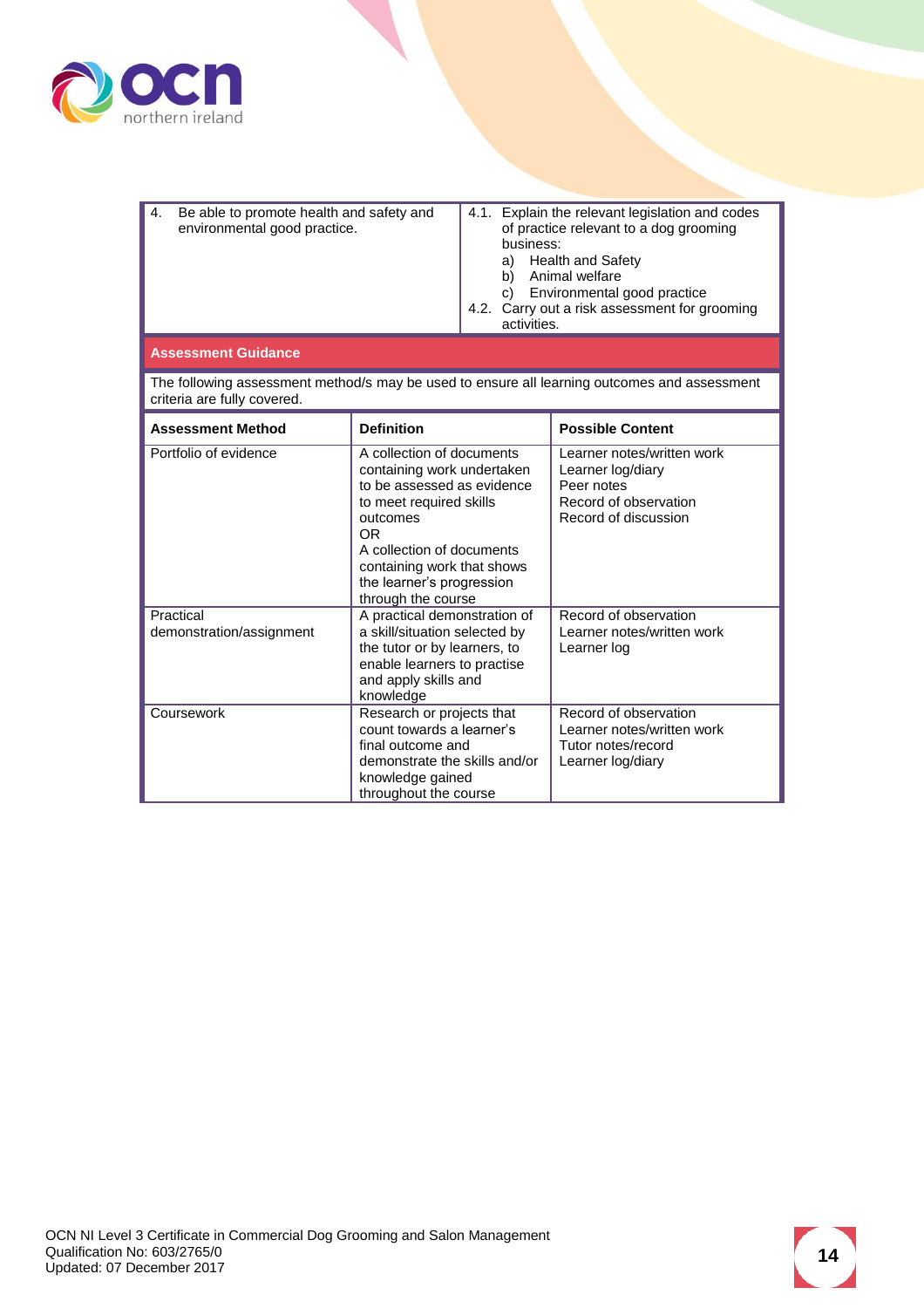| 4. Be able to promote health and safety and environmental good practice. | 4.1. Explain the relevant legislation and codes of practice relevant to a dog grooming business: a) Health and Safety b) Animal welfare c) Environmental good practice 4.2. Carry out a risk assessment for grooming activities. |
|---|---|

**Assessment Guidance**

The following assessment method/s may be used to ensure all learning outcomes and assessment criteria are fully covered.

| Assessment Method | Definition | Possible Content |
|---|---|---|
| Portfolio of evidence | A collection of documents containing work undertaken to be assessed as evidence to meet required skills outcomes<br>OR<br>A collection of documents containing work that shows the learner's progression through the course | Learner notes/written work<br>Learner log/diary<br>Peer notes<br>Record of observation<br>Record of discussion |
| Practical demonstration/assignment | A practical demonstration of a skill/situation selected by the tutor or by learners, to enable learners to practise and apply skills and knowledge | Record of observation<br>Learner notes/written work<br>Learner log |
| Coursework | Research or projects that count towards a learner's final outcome and demonstrate the skills and/or knowledge gained throughout the course | Record of observation<br>Learner notes/written work<br>Tutor notes/record<br>Learner log/diary |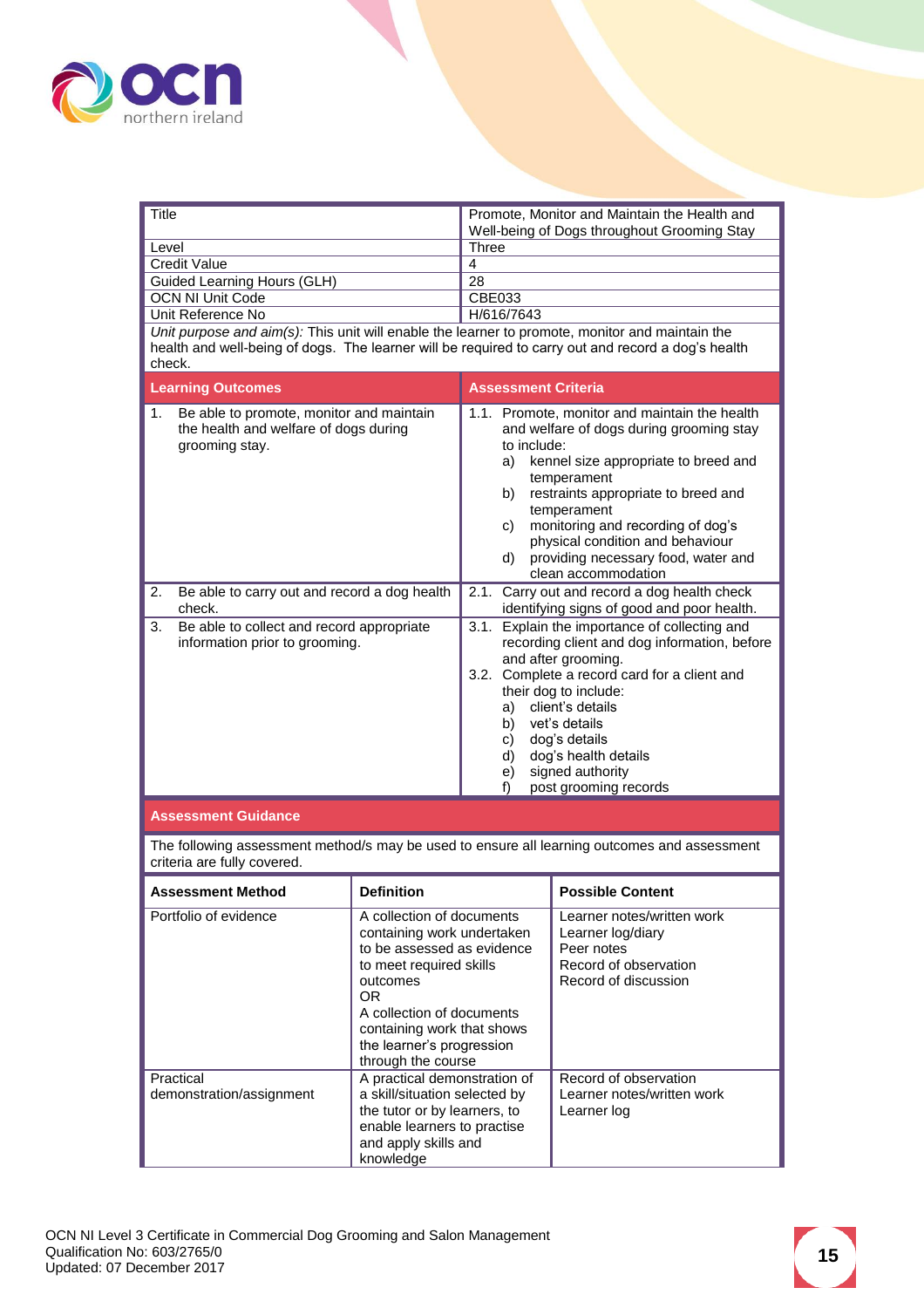| Title | Promote, Monitor and Maintain the Health and Well-being of Dogs throughout Grooming Stay |
|---|---|
| Level | Three |
| Credit Value | 4 |
| Guided Learning Hours (GLH) | 28 |
| OCN NI Unit Code | CBE033 |
| Unit Reference No | H/616/7643 |

*Unit purpose and aim(s):* This unit will enable the learner to promote, monitor and maintain the health and well-being of dogs. The learner will be required to carry out and record a dog's health check.

| Learning Outcomes | Assessment Criteria |
|---|---|
| 1. Be able to promote, monitor and maintain the health and welfare of dogs during grooming stay. | 1.1. Promote, monitor and maintain the health and welfare of dogs during grooming stay to include:<br>a) kennel size appropriate to breed and temperament<br>b) restraints appropriate to breed and temperament<br>c) monitoring and recording of dog's physical condition and behaviour<br>d) providing necessary food, water and clean accommodation |
| 2. Be able to carry out and record a dog health check. | 2.1. Carry out and record a dog health check identifying signs of good and poor health. |
| 3. Be able to collect and record appropriate information prior to grooming. | 3.1. Explain the importance of collecting and recording client and dog information, before and after grooming.<br>3.2. Complete a record card for a client and their dog to include:<br>a) client's details<br>b) vet's details<br>c) dog's details<br>d) dog's health details<br>e) signed authority<br>f) post grooming records |

**Assessment Guidance**

The following assessment method/s may be used to ensure all learning outcomes and assessment criteria are fully covered.

| Assessment Method | Definition | Possible Content |
|---|---|---|
| Portfolio of evidence | A collection of documents containing work undertaken to be assessed as evidence to meet required skills outcomes<br>OR<br>A collection of documents containing work that shows the learner's progression through the course | Learner notes/written work<br>Learner log/diary<br>Peer notes<br>Record of observation<br>Record of discussion |
| Practical demonstration/assignment | A practical demonstration of a skill/situation selected by the tutor or by learners, to enable learners to practise and apply skills and knowledge | Record of observation<br>Learner notes/written work<br>Learner log |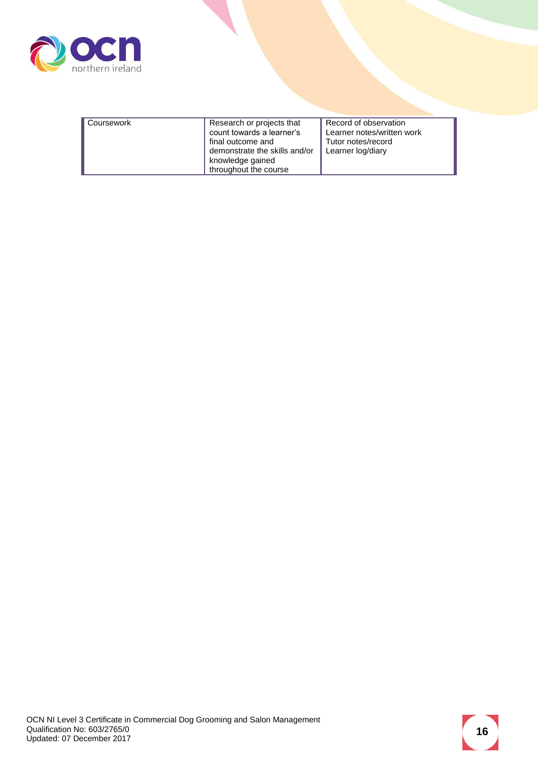| Coursework | Research or projects that count towards a learner's final outcome and demonstrate the skills and/or knowledge gained throughout the course | Record of observation<br>Learner notes/written work<br>Tutor notes/record<br>Learner log/diary |
|---|---|---|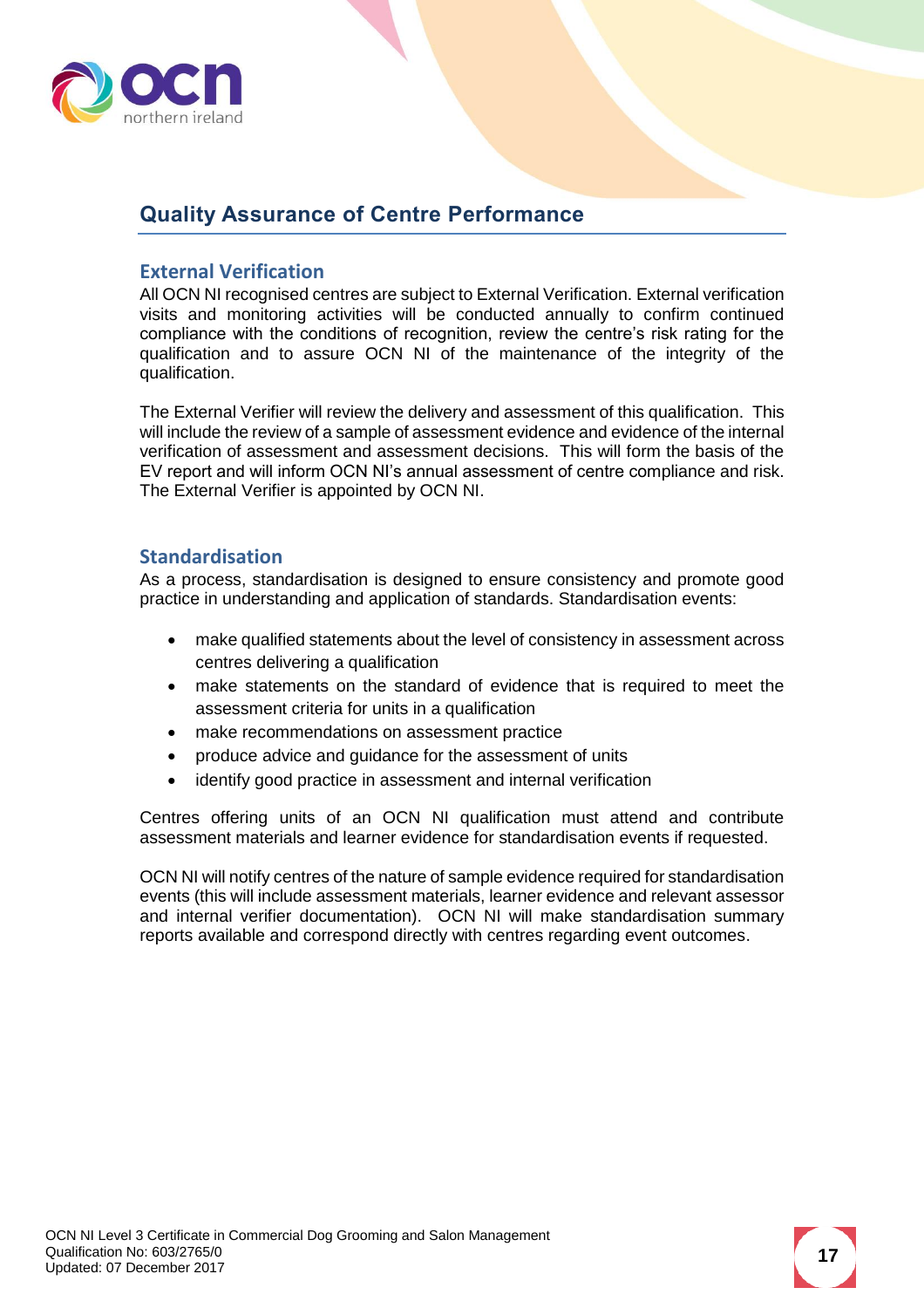## Quality Assurance of Centre Performance

### External Verification

All OCN NI recognised centres are subject to External Verification. External verification visits and monitoring activities will be conducted annually to confirm continued compliance with the conditions of recognition, review the centre's risk rating for the qualification and to assure OCN NI of the maintenance of the integrity of the qualification.

The External Verifier will review the delivery and assessment of this qualification. This will include the review of a sample of assessment evidence and evidence of the internal verification of assessment and assessment decisions. This will form the basis of the EV report and will inform OCN NI's annual assessment of centre compliance and risk. The External Verifier is appointed by OCN NI.

### Standardisation

As a process, standardisation is designed to ensure consistency and promote good practice in understanding and application of standards. Standardisation events:

- make qualified statements about the level of consistency in assessment across centres delivering a qualification
- make statements on the standard of evidence that is required to meet the assessment criteria for units in a qualification
- make recommendations on assessment practice
- produce advice and guidance for the assessment of units
- identify good practice in assessment and internal verification

Centres offering units of an OCN NI qualification must attend and contribute assessment materials and learner evidence for standardisation events if requested.

OCN NI will notify centres of the nature of sample evidence required for standardisation events (this will include assessment materials, learner evidence and relevant assessor and internal verifier documentation). OCN NI will make standardisation summary reports available and correspond directly with centres regarding event outcomes.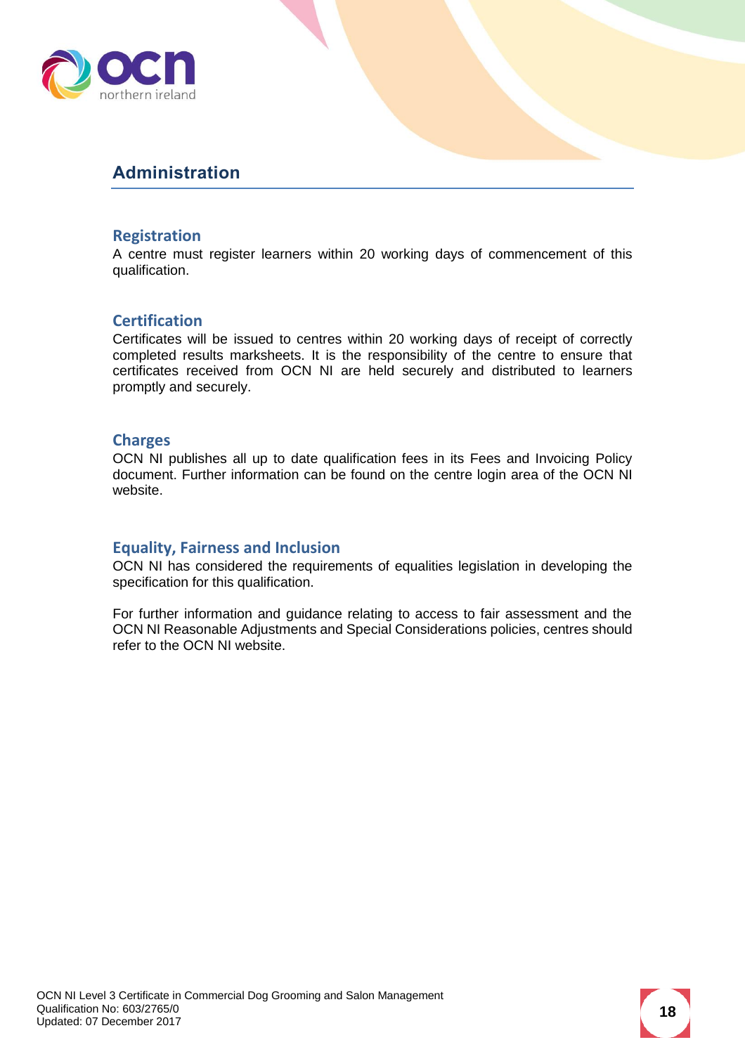# Administration

## Registration

A centre must register learners within 20 working days of commencement of this qualification.

## Certification

Certificates will be issued to centres within 20 working days of receipt of correctly completed results marksheets. It is the responsibility of the centre to ensure that certificates received from OCN NI are held securely and distributed to learners promptly and securely.

## Charges

OCN NI publishes all up to date qualification fees in its Fees and Invoicing Policy document. Further information can be found on the centre login area of the OCN NI website.

## Equality, Fairness and Inclusion

OCN NI has considered the requirements of equalities legislation in developing the specification for this qualification.

For further information and guidance relating to access to fair assessment and the OCN NI Reasonable Adjustments and Special Considerations policies, centres should refer to the OCN NI website.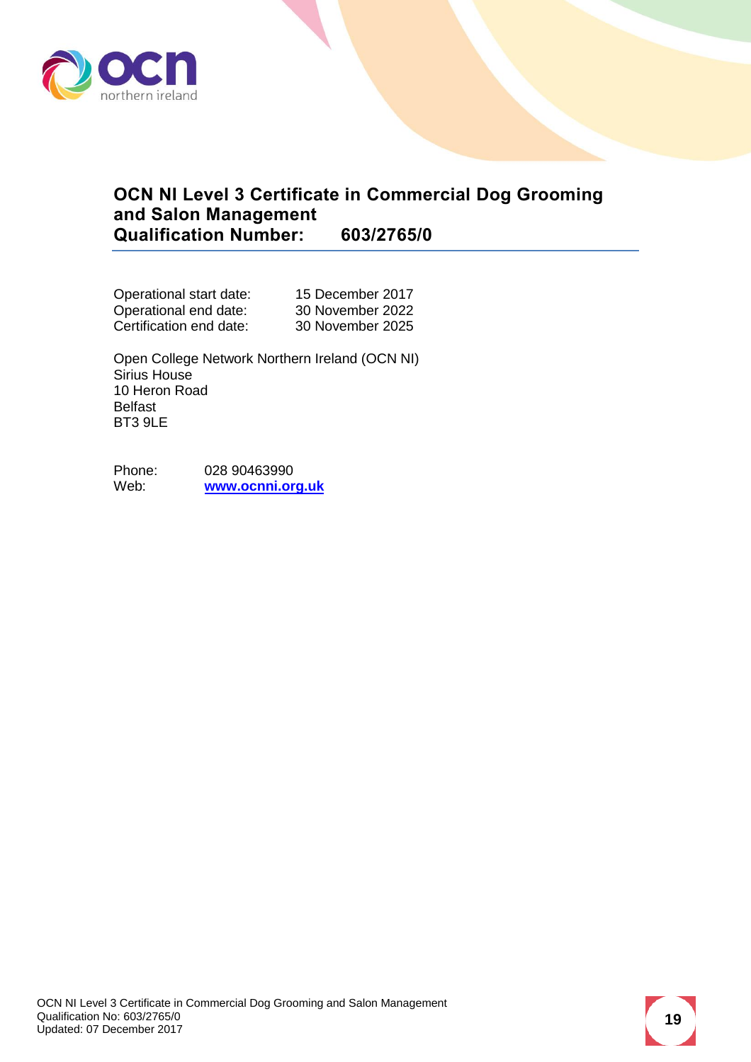# OCN NI Level 3 Certificate in Commercial Dog Grooming and Salon Management

# Qualification Number: 603/2765/0

| | |
|---|---|
| Operational start date: | 15 December 2017 |
| Operational end date: | 30 November 2022 |
| Certification end date: | 30 November 2025 |

Open College Network Northern Ireland (OCN NI)
Sirius House
10 Heron Road
Belfast
BT3 9LE

| | |
|---|---|
| Phone: | 028 90463990 |
| Web: | **www.ocnni.org.uk** |